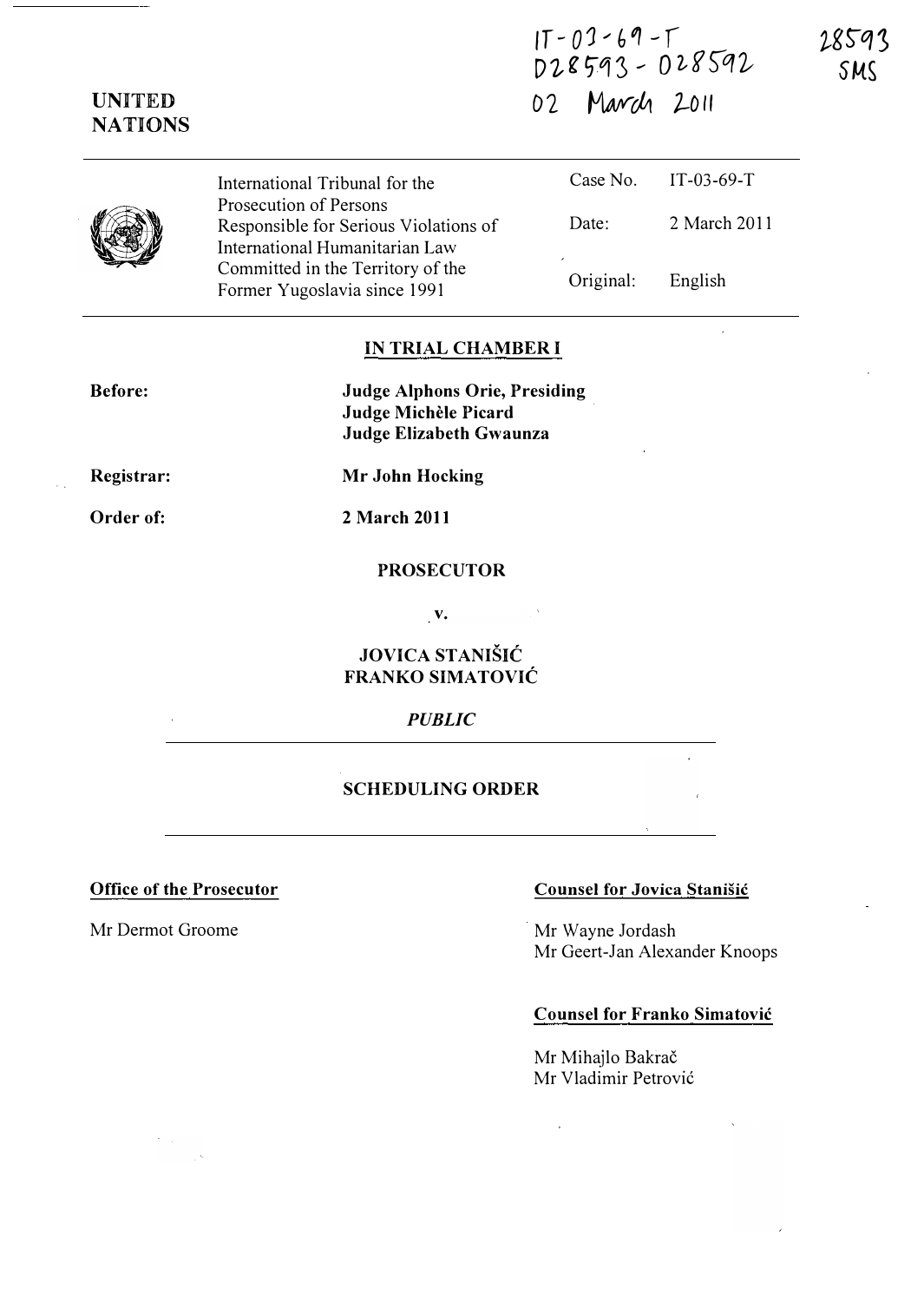IT-03-69-T
D28593 - D28592
02 March 2011

28593
SMS

**UNITED NATIONS**

| | |
|---|---|
| International Tribunal for the Prosecution of Persons Responsible for Serious Violations of International Humanitarian Law Committed in the Territory of the Former Yugoslavia since 1991 | Case No. IT-03-69-T |
| | Date: 2 March 2011 |
| | Original: English |

## IN TRIAL CHAMBER I

**Before:** **Judge Alphons Orie, Presiding**
**Judge Michèle Picard**
**Judge Elizabeth Gwaunza**

**Registrar:** **Mr John Hocking**

**Order of:** **2 March 2011**

**PROSECUTOR**

**v.**

**JOVICA STANIŠIĆ**
**FRANKO SIMATOVIĆ**

*PUBLIC*

## SCHEDULING ORDER

**Office of the Prosecutor**

Mr Dermot Groome

**Counsel for Jovica Stanišić**

Mr Wayne Jordash
Mr Geert-Jan Alexander Knoops

**Counsel for Franko Simatović**

Mr Mihajlo Bakrač
Mr Vladimir Petrović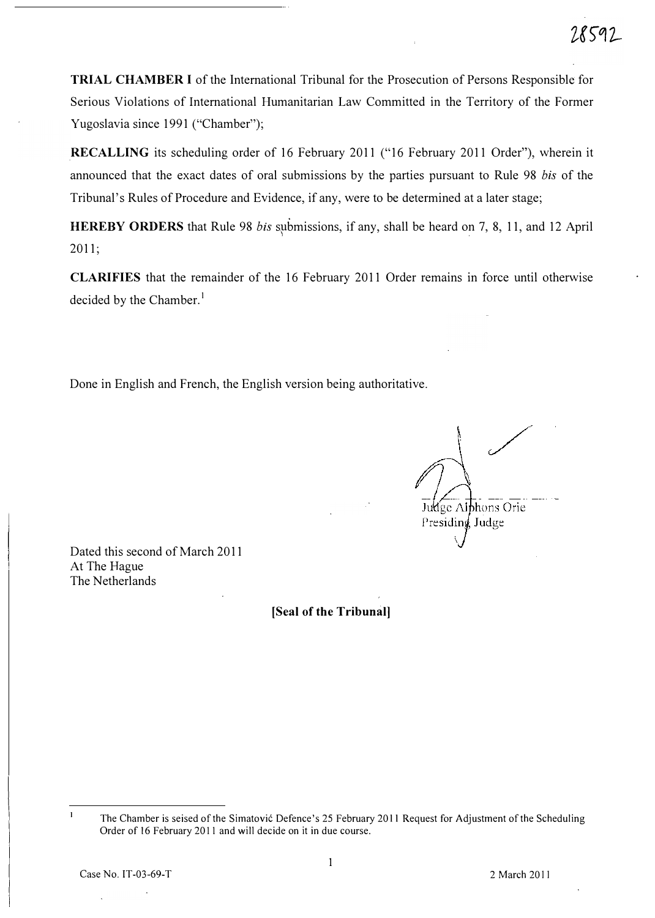**TRIAL CHAMBER I** of the International Tribunal for the Prosecution of Persons Responsible for Serious Violations of International Humanitarian Law Committed in the Territory of the Former Yugoslavia since 1991 ("Chamber");

**RECALLING** its scheduling order of 16 February 2011 ("16 February 2011 Order"), wherein it announced that the exact dates of oral submissions by the parties pursuant to Rule 98 *bis* of the Tribunal's Rules of Procedure and Evidence, if any, were to be determined at a later stage;

**HEREBY ORDERS** that Rule 98 *bis* submissions, if any, shall be heard on 7, 8, 11, and 12 April 2011;

**CLARIFIES** that the remainder of the 16 February 2011 Order remains in force until otherwise decided by the Chamber.[1]

Done in English and French, the English version being authoritative.

Judge Alphons Orie
Presiding Judge

Dated this second of March 2011
At The Hague
The Netherlands

**[Seal of the Tribunal]**

---

[1] The Chamber is seised of the Simatović Defence's 25 February 2011 Request for Adjustment of the Scheduling Order of 16 February 2011 and will decide on it in due course.